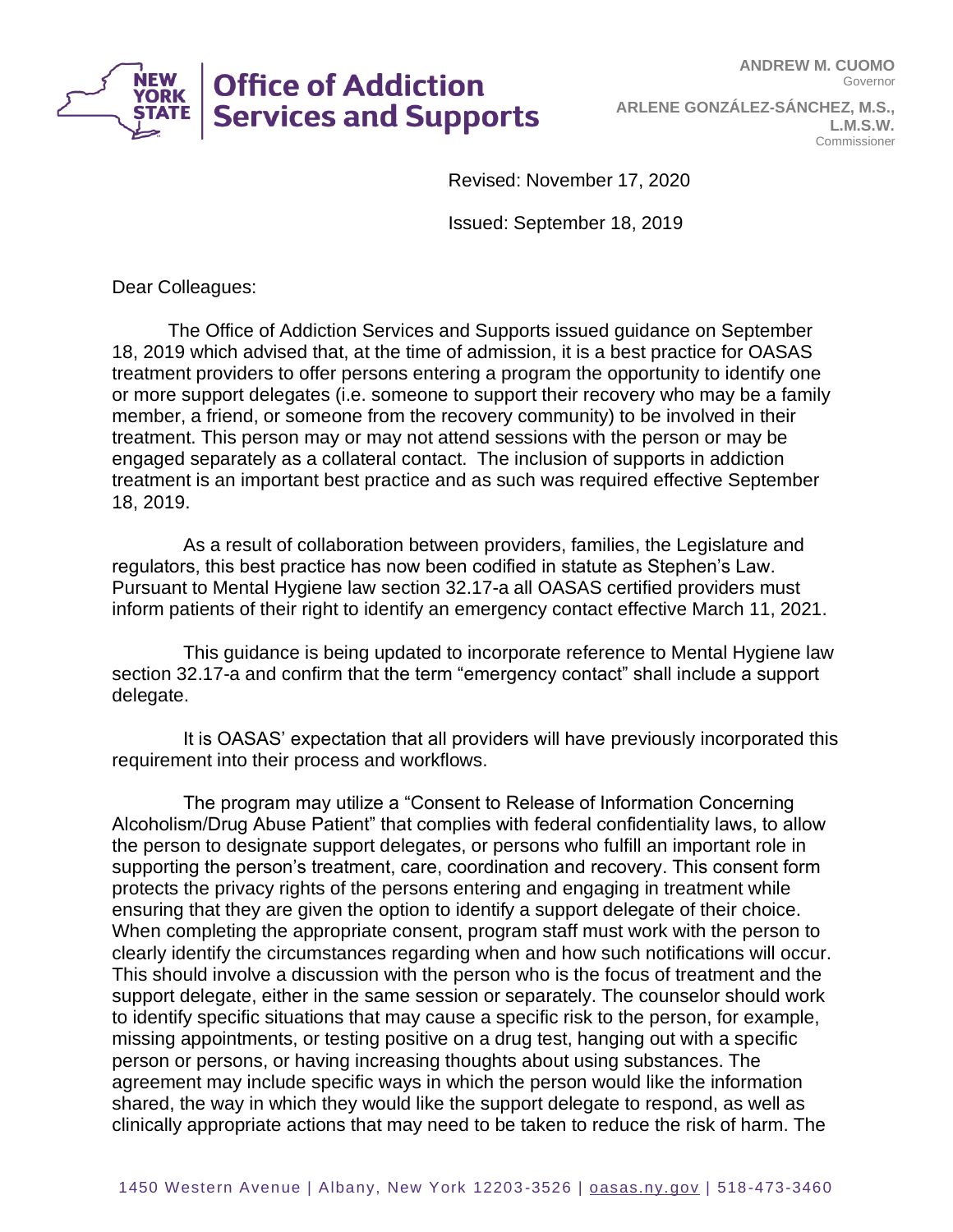**Office of Addiction Services and Supports**

**ANDREW M. CUOMO**
Governor

**ARLENE GONZÁLEZ-SÁNCHEZ, M.S., L.M.S.W.**
Commissioner

Revised: November 17, 2020

Issued: September 18, 2019

Dear Colleagues:

The Office of Addiction Services and Supports issued guidance on September 18, 2019 which advised that, at the time of admission, it is a best practice for OASAS treatment providers to offer persons entering a program the opportunity to identify one or more support delegates (i.e. someone to support their recovery who may be a family member, a friend, or someone from the recovery community) to be involved in their treatment. This person may or may not attend sessions with the person or may be engaged separately as a collateral contact. The inclusion of supports in addiction treatment is an important best practice and as such was required effective September 18, 2019.

As a result of collaboration between providers, families, the Legislature and regulators, this best practice has now been codified in statute as Stephen's Law. Pursuant to Mental Hygiene law section 32.17-a all OASAS certified providers must inform patients of their right to identify an emergency contact effective March 11, 2021.

This guidance is being updated to incorporate reference to Mental Hygiene law section 32.17-a and confirm that the term "emergency contact" shall include a support delegate.

It is OASAS' expectation that all providers will have previously incorporated this requirement into their process and workflows.

The program may utilize a "Consent to Release of Information Concerning Alcoholism/Drug Abuse Patient" that complies with federal confidentiality laws, to allow the person to designate support delegates, or persons who fulfill an important role in supporting the person's treatment, care, coordination and recovery. This consent form protects the privacy rights of the persons entering and engaging in treatment while ensuring that they are given the option to identify a support delegate of their choice. When completing the appropriate consent, program staff must work with the person to clearly identify the circumstances regarding when and how such notifications will occur. This should involve a discussion with the person who is the focus of treatment and the support delegate, either in the same session or separately. The counselor should work to identify specific situations that may cause a specific risk to the person, for example, missing appointments, or testing positive on a drug test, hanging out with a specific person or persons, or having increasing thoughts about using substances. The agreement may include specific ways in which the person would like the information shared, the way in which they would like the support delegate to respond, as well as clinically appropriate actions that may need to be taken to reduce the risk of harm. The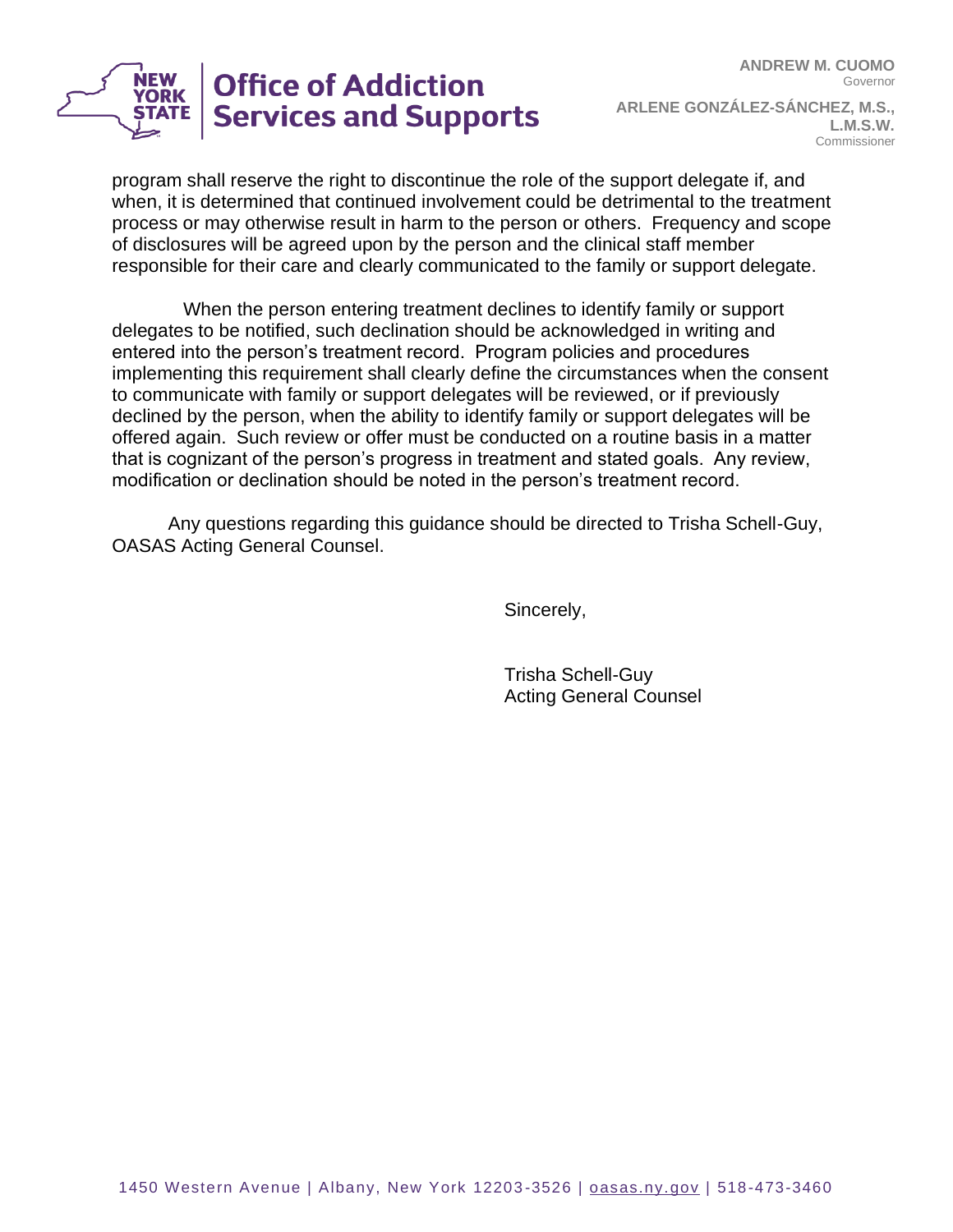program shall reserve the right to discontinue the role of the support delegate if, and when, it is determined that continued involvement could be detrimental to the treatment process or may otherwise result in harm to the person or others. Frequency and scope of disclosures will be agreed upon by the person and the clinical staff member responsible for their care and clearly communicated to the family or support delegate.

When the person entering treatment declines to identify family or support delegates to be notified, such declination should be acknowledged in writing and entered into the person's treatment record. Program policies and procedures implementing this requirement shall clearly define the circumstances when the consent to communicate with family or support delegates will be reviewed, or if previously declined by the person, when the ability to identify family or support delegates will be offered again. Such review or offer must be conducted on a routine basis in a matter that is cognizant of the person's progress in treatment and stated goals. Any review, modification or declination should be noted in the person's treatment record.

Any questions regarding this guidance should be directed to Trisha Schell-Guy, OASAS Acting General Counsel.

Sincerely,

Trisha Schell-Guy
Acting General Counsel